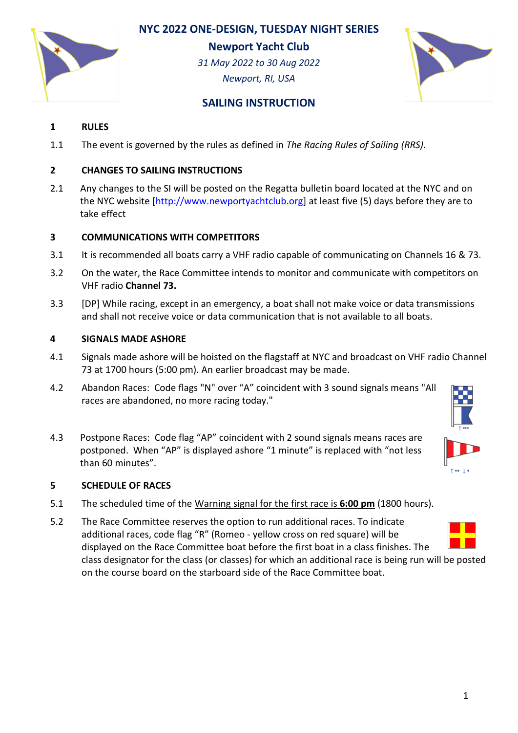# NYC 2022 ONE-DESIGN, TUESDAY NIGHT SERIES

**Newport Yacht Club**

*31 May 2022 to 30 Aug 2022*

*Newport, RI, USA*

## SAILING INSTRUCTION

### 1 RULES

1.1 The event is governed by the rules as defined in *The Racing Rules of Sailing (RRS).*

### 2 CHANGES TO SAILING INSTRUCTIONS

2.1 Any changes to the SI will be posted on the Regatta bulletin board located at the NYC and on the NYC website [http://www.newportyachtclub.org] at least five (5) days before they are to take effect

### 3 COMMUNICATIONS WITH COMPETITORS

3.1 It is recommended all boats carry a VHF radio capable of communicating on Channels 16 & 73.

3.2 On the water, the Race Committee intends to monitor and communicate with competitors on VHF radio **Channel 73.**

3.3 [DP] While racing, except in an emergency, a boat shall not make voice or data transmissions and shall not receive voice or data communication that is not available to all boats.

### 4 SIGNALS MADE ASHORE

4.1 Signals made ashore will be hoisted on the flagstaff at NYC and broadcast on VHF radio Channel 73 at 1700 hours (5:00 pm). An earlier broadcast may be made.

4.2 Abandon Races: Code flags "N" over "A" coincident with 3 sound signals means "All races are abandoned, no more racing today."

4.3 Postpone Races: Code flag "AP" coincident with 2 sound signals means races are postponed. When "AP" is displayed ashore "1 minute" is replaced with "not less than 60 minutes".

### 5 SCHEDULE OF RACES

5.1 The scheduled time of the Warning signal for the first race is **6:00 pm** (1800 hours).

5.2 The Race Committee reserves the option to run additional races. To indicate additional races, code flag "R" (Romeo - yellow cross on red square) will be displayed on the Race Committee boat before the first boat in a class finishes. The class designator for the class (or classes) for which an additional race is being run will be posted on the course board on the starboard side of the Race Committee boat.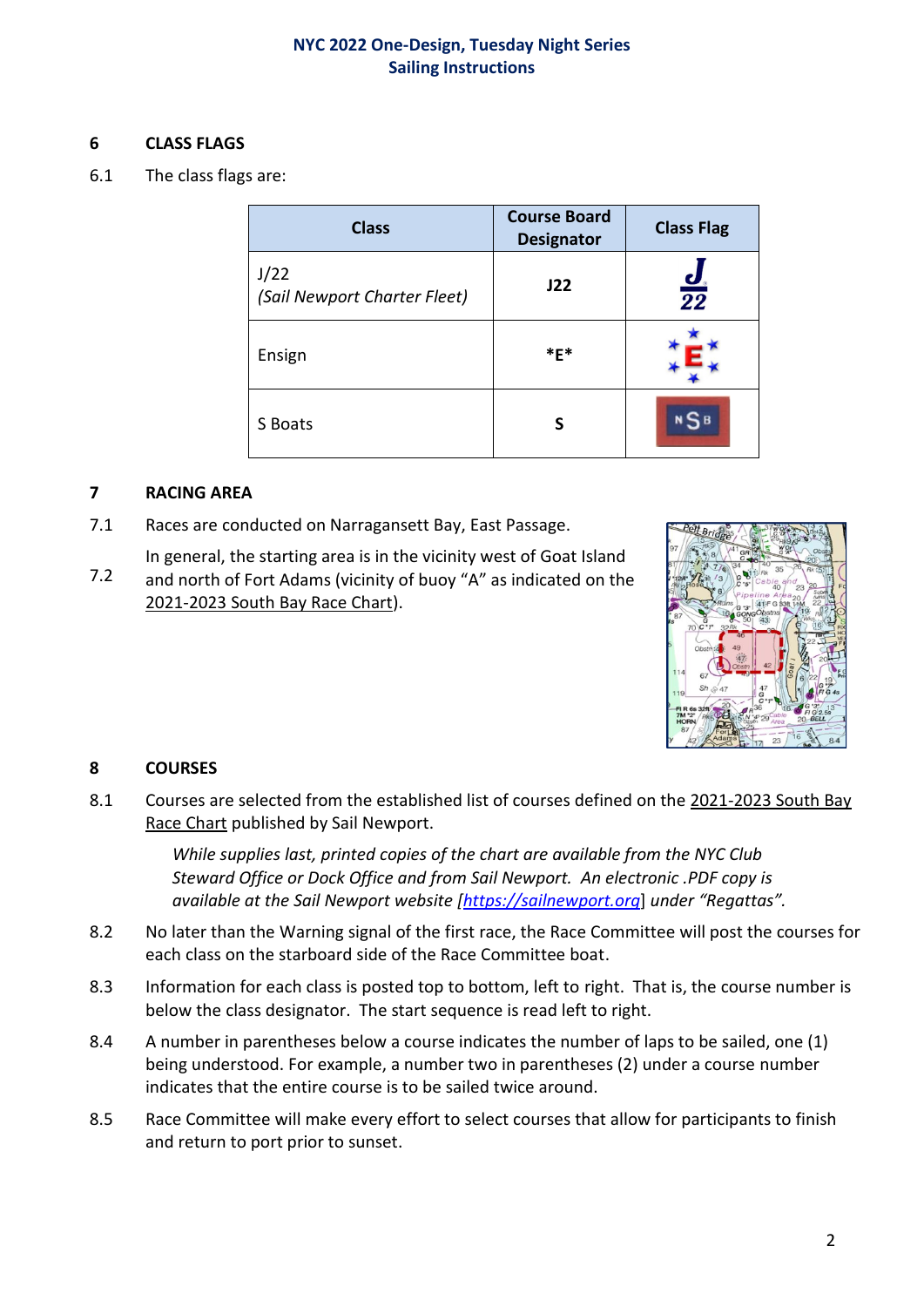## 6 CLASS FLAGS

6.1 The class flags are:

| Class | Course Board Designator | Class Flag |
|---|---|---|
| J/22 *(Sail Newport Charter Fleet)* | **J22** | |
| Ensign | ***E*** | |
| S Boats | **S** | |

## 7 RACING AREA

7.1 Races are conducted on Narragansett Bay, East Passage.

7.2 In general, the starting area is in the vicinity west of Goat Island and north of Fort Adams (vicinity of buoy "A" as indicated on the 2021-2023 South Bay Race Chart).

## 8 COURSES

8.1 Courses are selected from the established list of courses defined on the 2021-2023 South Bay Race Chart published by Sail Newport.

*While supplies last, printed copies of the chart are available from the NYC Club Steward Office or Dock Office and from Sail Newport. An electronic .PDF copy is available at the Sail Newport website [https://sailnewport.org] under "Regattas".*

8.2 No later than the Warning signal of the first race, the Race Committee will post the courses for each class on the starboard side of the Race Committee boat.

8.3 Information for each class is posted top to bottom, left to right. That is, the course number is below the class designator. The start sequence is read left to right.

8.4 A number in parentheses below a course indicates the number of laps to be sailed, one (1) being understood. For example, a number two in parentheses (2) under a course number indicates that the entire course is to be sailed twice around.

8.5 Race Committee will make every effort to select courses that allow for participants to finish and return to port prior to sunset.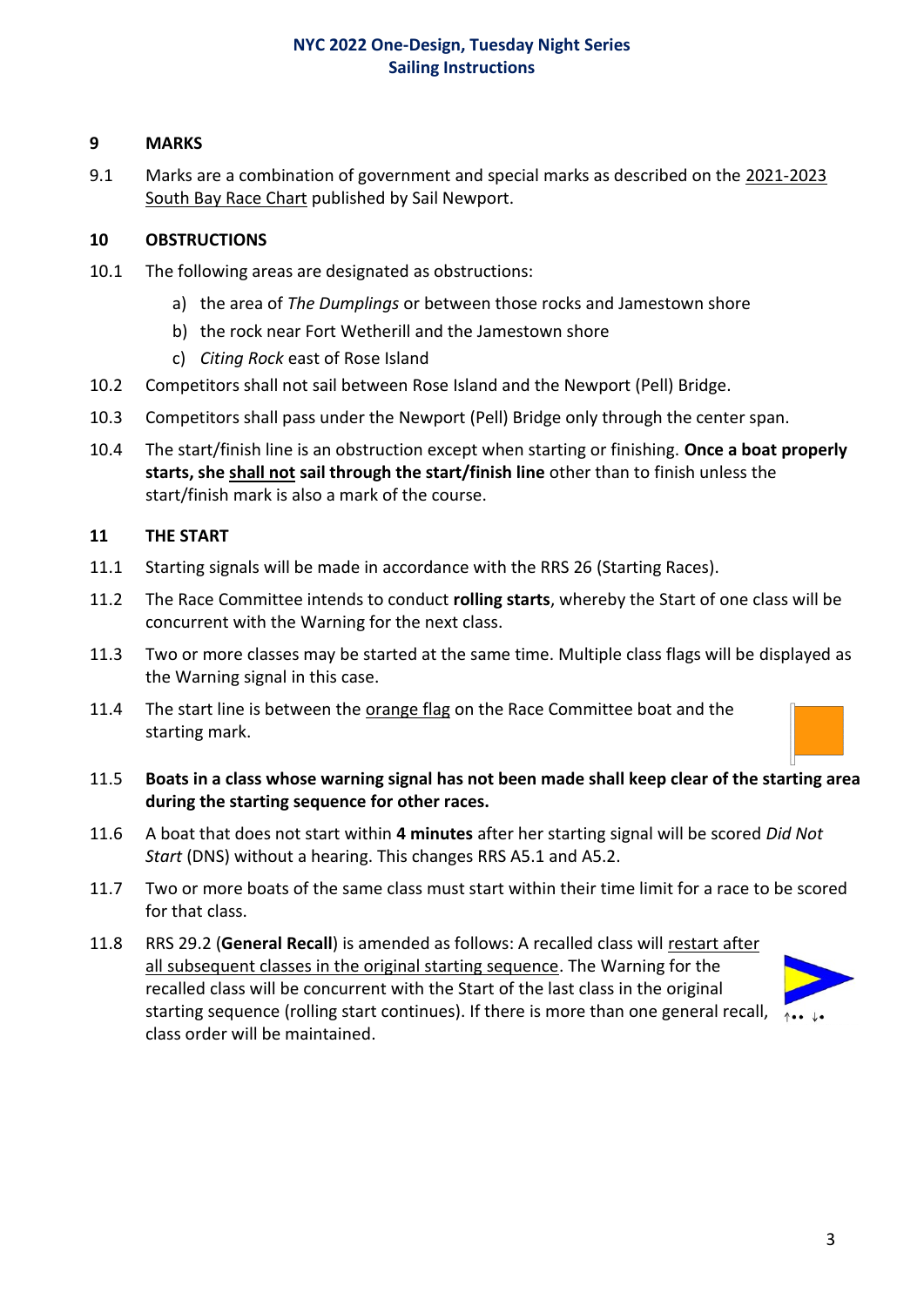## 9 MARKS

9.1 Marks are a combination of government and special marks as described on the 2021-2023 South Bay Race Chart published by Sail Newport.

## 10 OBSTRUCTIONS

10.1 The following areas are designated as obstructions:

a) the area of *The Dumplings* or between those rocks and Jamestown shore

b) the rock near Fort Wetherill and the Jamestown shore

c) *Citing Rock* east of Rose Island

10.2 Competitors shall not sail between Rose Island and the Newport (Pell) Bridge.

10.3 Competitors shall pass under the Newport (Pell) Bridge only through the center span.

10.4 The start/finish line is an obstruction except when starting or finishing. **Once a boat properly starts, she shall not sail through the start/finish line** other than to finish unless the start/finish mark is also a mark of the course.

## 11 THE START

11.1 Starting signals will be made in accordance with the RRS 26 (Starting Races).

11.2 The Race Committee intends to conduct **rolling starts**, whereby the Start of one class will be concurrent with the Warning for the next class.

11.3 Two or more classes may be started at the same time. Multiple class flags will be displayed as the Warning signal in this case.

11.4 The start line is between the orange flag on the Race Committee boat and the starting mark.

11.5 **Boats in a class whose warning signal has not been made shall keep clear of the starting area during the starting sequence for other races.**

11.6 A boat that does not start within **4 minutes** after her starting signal will be scored *Did Not Start* (DNS) without a hearing. This changes RRS A5.1 and A5.2.

11.7 Two or more boats of the same class must start within their time limit for a race to be scored for that class.

11.8 RRS 29.2 (**General Recall**) is amended as follows: A recalled class will restart after all subsequent classes in the original starting sequence. The Warning for the recalled class will be concurrent with the Start of the last class in the original starting sequence (rolling start continues). If there is more than one general recall, class order will be maintained.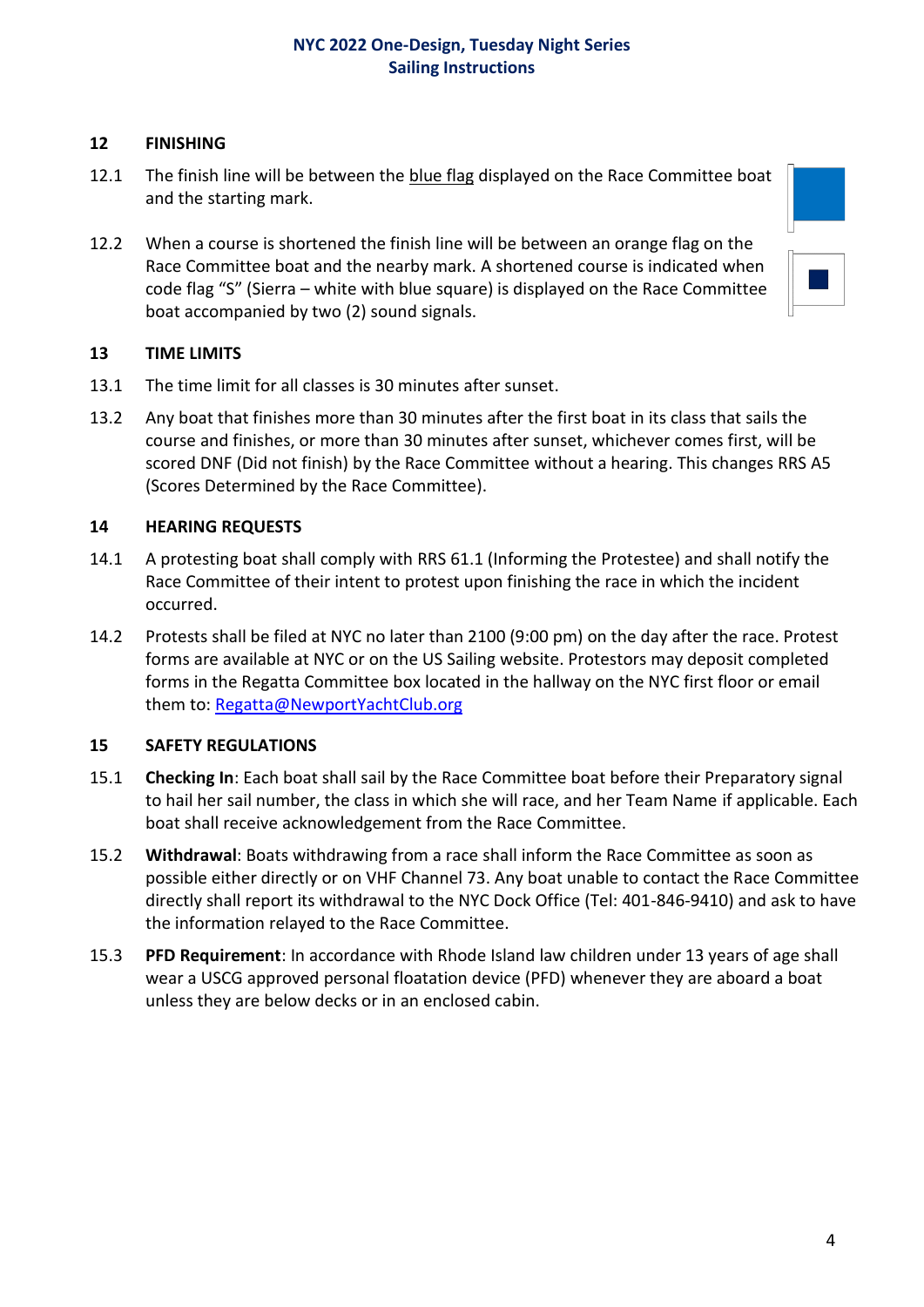## 12 FINISHING

12.1 The finish line will be between the blue flag displayed on the Race Committee boat and the starting mark.

12.2 When a course is shortened the finish line will be between an orange flag on the Race Committee boat and the nearby mark. A shortened course is indicated when code flag "S" (Sierra – white with blue square) is displayed on the Race Committee boat accompanied by two (2) sound signals.

## 13 TIME LIMITS

13.1 The time limit for all classes is 30 minutes after sunset.

13.2 Any boat that finishes more than 30 minutes after the first boat in its class that sails the course and finishes, or more than 30 minutes after sunset, whichever comes first, will be scored DNF (Did not finish) by the Race Committee without a hearing. This changes RRS A5 (Scores Determined by the Race Committee).

## 14 HEARING REQUESTS

14.1 A protesting boat shall comply with RRS 61.1 (Informing the Protestee) and shall notify the Race Committee of their intent to protest upon finishing the race in which the incident occurred.

14.2 Protests shall be filed at NYC no later than 2100 (9:00 pm) on the day after the race. Protest forms are available at NYC or on the US Sailing website. Protestors may deposit completed forms in the Regatta Committee box located in the hallway on the NYC first floor or email them to: Regatta@NewportYachtClub.org

## 15 SAFETY REGULATIONS

15.1 **Checking In**: Each boat shall sail by the Race Committee boat before their Preparatory signal to hail her sail number, the class in which she will race, and her Team Name if applicable. Each boat shall receive acknowledgement from the Race Committee.

15.2 **Withdrawal**: Boats withdrawing from a race shall inform the Race Committee as soon as possible either directly or on VHF Channel 73. Any boat unable to contact the Race Committee directly shall report its withdrawal to the NYC Dock Office (Tel: 401-846-9410) and ask to have the information relayed to the Race Committee.

15.3 **PFD Requirement**: In accordance with Rhode Island law children under 13 years of age shall wear a USCG approved personal floatation device (PFD) whenever they are aboard a boat unless they are below decks or in an enclosed cabin.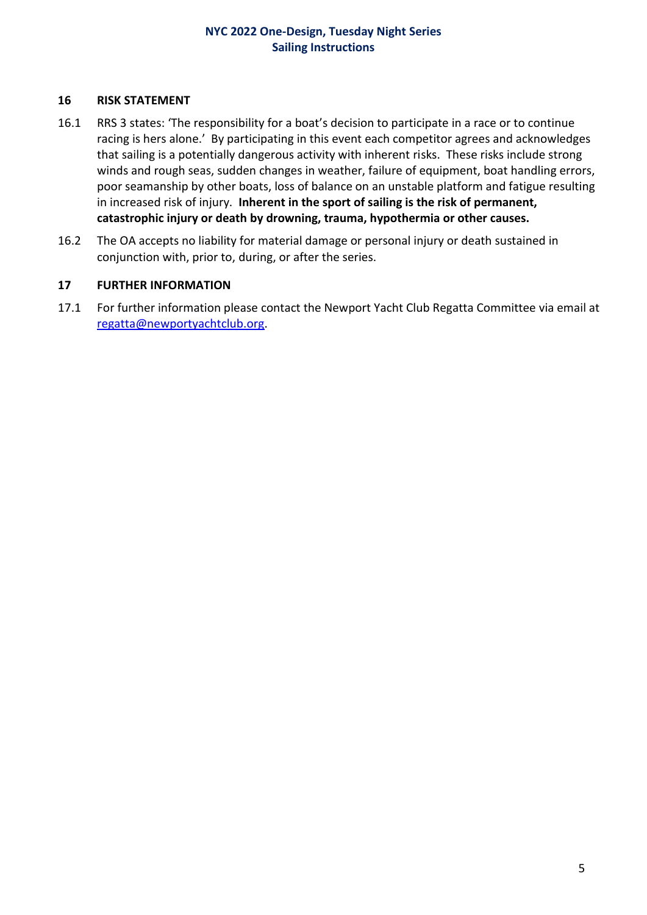## 16 RISK STATEMENT

16.1 RRS 3 states: 'The responsibility for a boat's decision to participate in a race or to continue racing is hers alone.' By participating in this event each competitor agrees and acknowledges that sailing is a potentially dangerous activity with inherent risks. These risks include strong winds and rough seas, sudden changes in weather, failure of equipment, boat handling errors, poor seamanship by other boats, loss of balance on an unstable platform and fatigue resulting in increased risk of injury. **Inherent in the sport of sailing is the risk of permanent, catastrophic injury or death by drowning, trauma, hypothermia or other causes.**

16.2 The OA accepts no liability for material damage or personal injury or death sustained in conjunction with, prior to, during, or after the series.

## 17 FURTHER INFORMATION

17.1 For further information please contact the Newport Yacht Club Regatta Committee via email at [regatta@newportyachtclub.org](mailto:regatta@newportyachtclub.org).